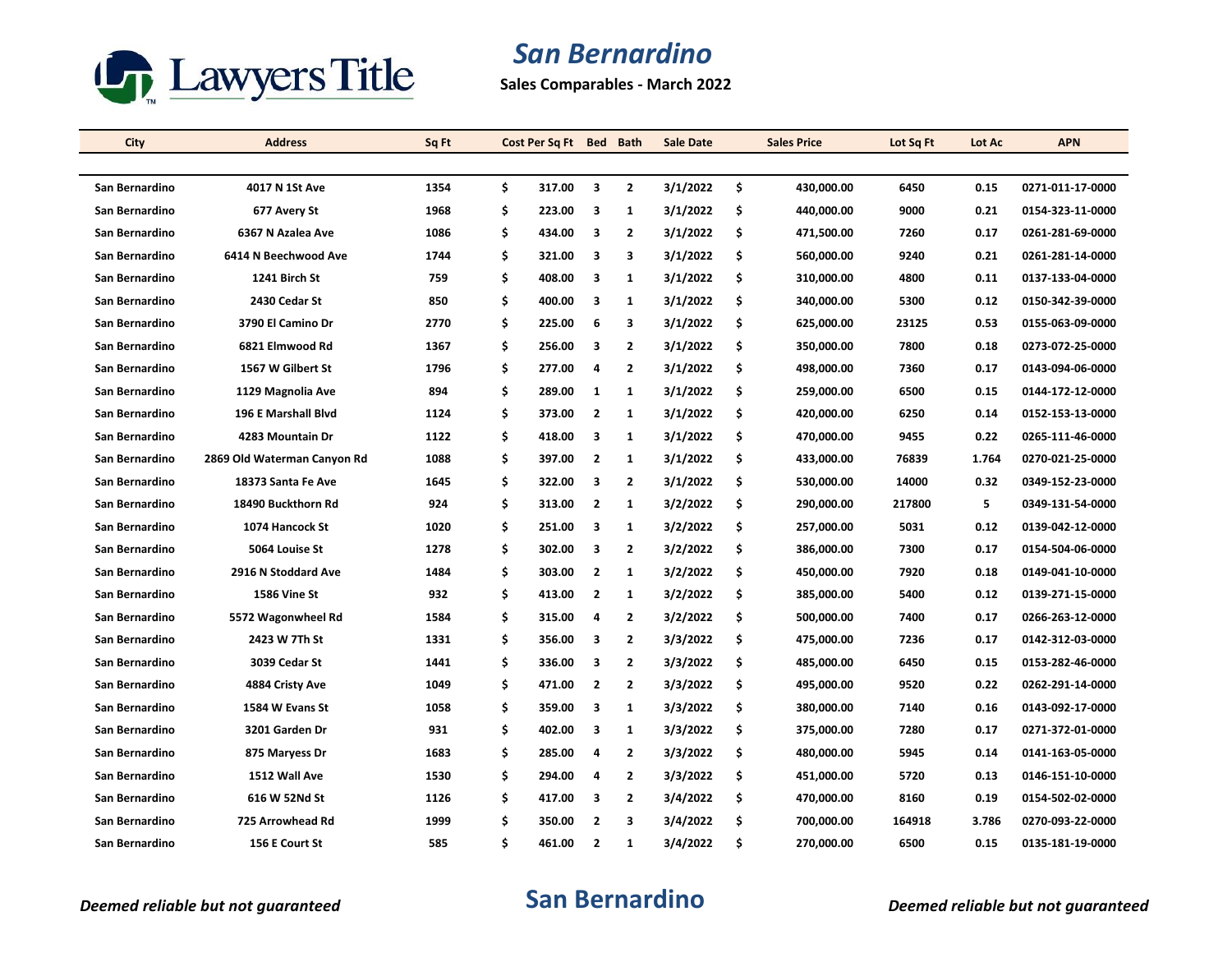# San Bernardino

**Sales Comparables - March 2022**

| City | Address | Sq Ft | Cost Per Sq Ft | Bed | Bath | Sale Date | Sales Price | Lot Sq Ft | Lot Ac | APN |
|---|---|---|---|---|---|---|---|---|---|---|
| San Bernardino | 4017 N 1St Ave | 1354 | $ 317.00 | 3 | 2 | 3/1/2022 | $ 430,000.00 | 6450 | 0.15 | 0271-011-17-0000 |
| San Bernardino | 677 Avery St | 1968 | $ 223.00 | 3 | 1 | 3/1/2022 | $ 440,000.00 | 9000 | 0.21 | 0154-323-11-0000 |
| San Bernardino | 6367 N Azalea Ave | 1086 | $ 434.00 | 3 | 2 | 3/1/2022 | $ 471,500.00 | 7260 | 0.17 | 0261-281-69-0000 |
| San Bernardino | 6414 N Beechwood Ave | 1744 | $ 321.00 | 3 | 3 | 3/1/2022 | $ 560,000.00 | 9240 | 0.21 | 0261-281-14-0000 |
| San Bernardino | 1241 Birch St | 759 | $ 408.00 | 3 | 1 | 3/1/2022 | $ 310,000.00 | 4800 | 0.11 | 0137-133-04-0000 |
| San Bernardino | 2430 Cedar St | 850 | $ 400.00 | 3 | 1 | 3/1/2022 | $ 340,000.00 | 5300 | 0.12 | 0150-342-39-0000 |
| San Bernardino | 3790 El Camino Dr | 2770 | $ 225.00 | 6 | 3 | 3/1/2022 | $ 625,000.00 | 23125 | 0.53 | 0155-063-09-0000 |
| San Bernardino | 6821 Elmwood Rd | 1367 | $ 256.00 | 3 | 2 | 3/1/2022 | $ 350,000.00 | 7800 | 0.18 | 0273-072-25-0000 |
| San Bernardino | 1567 W Gilbert St | 1796 | $ 277.00 | 4 | 2 | 3/1/2022 | $ 498,000.00 | 7360 | 0.17 | 0143-094-06-0000 |
| San Bernardino | 1129 Magnolia Ave | 894 | $ 289.00 | 1 | 1 | 3/1/2022 | $ 259,000.00 | 6500 | 0.15 | 0144-172-12-0000 |
| San Bernardino | 196 E Marshall Blvd | 1124 | $ 373.00 | 2 | 1 | 3/1/2022 | $ 420,000.00 | 6250 | 0.14 | 0152-153-13-0000 |
| San Bernardino | 4283 Mountain Dr | 1122 | $ 418.00 | 3 | 1 | 3/1/2022 | $ 470,000.00 | 9455 | 0.22 | 0265-111-46-0000 |
| San Bernardino | 2869 Old Waterman Canyon Rd | 1088 | $ 397.00 | 2 | 1 | 3/1/2022 | $ 433,000.00 | 76839 | 1.764 | 0270-021-25-0000 |
| San Bernardino | 18373 Santa Fe Ave | 1645 | $ 322.00 | 3 | 2 | 3/1/2022 | $ 530,000.00 | 14000 | 0.32 | 0349-152-23-0000 |
| San Bernardino | 18490 Buckthorn Rd | 924 | $ 313.00 | 2 | 1 | 3/2/2022 | $ 290,000.00 | 217800 | 5 | 0349-131-54-0000 |
| San Bernardino | 1074 Hancock St | 1020 | $ 251.00 | 3 | 1 | 3/2/2022 | $ 257,000.00 | 5031 | 0.12 | 0139-042-12-0000 |
| San Bernardino | 5064 Louise St | 1278 | $ 302.00 | 3 | 2 | 3/2/2022 | $ 386,000.00 | 7300 | 0.17 | 0154-504-06-0000 |
| San Bernardino | 2916 N Stoddard Ave | 1484 | $ 303.00 | 2 | 1 | 3/2/2022 | $ 450,000.00 | 7920 | 0.18 | 0149-041-10-0000 |
| San Bernardino | 1586 Vine St | 932 | $ 413.00 | 2 | 1 | 3/2/2022 | $ 385,000.00 | 5400 | 0.12 | 0139-271-15-0000 |
| San Bernardino | 5572 Wagonwheel Rd | 1584 | $ 315.00 | 4 | 2 | 3/2/2022 | $ 500,000.00 | 7400 | 0.17 | 0266-263-12-0000 |
| San Bernardino | 2423 W 7Th St | 1331 | $ 356.00 | 3 | 2 | 3/3/2022 | $ 475,000.00 | 7236 | 0.17 | 0142-312-03-0000 |
| San Bernardino | 3039 Cedar St | 1441 | $ 336.00 | 3 | 2 | 3/3/2022 | $ 485,000.00 | 6450 | 0.15 | 0153-282-46-0000 |
| San Bernardino | 4884 Cristy Ave | 1049 | $ 471.00 | 2 | 2 | 3/3/2022 | $ 495,000.00 | 9520 | 0.22 | 0262-291-14-0000 |
| San Bernardino | 1584 W Evans St | 1058 | $ 359.00 | 3 | 1 | 3/3/2022 | $ 380,000.00 | 7140 | 0.16 | 0143-092-17-0000 |
| San Bernardino | 3201 Garden Dr | 931 | $ 402.00 | 3 | 1 | 3/3/2022 | $ 375,000.00 | 7280 | 0.17 | 0271-372-01-0000 |
| San Bernardino | 875 Maryess Dr | 1683 | $ 285.00 | 4 | 2 | 3/3/2022 | $ 480,000.00 | 5945 | 0.14 | 0141-163-05-0000 |
| San Bernardino | 1512 Wall Ave | 1530 | $ 294.00 | 4 | 2 | 3/3/2022 | $ 451,000.00 | 5720 | 0.13 | 0146-151-10-0000 |
| San Bernardino | 616 W 52Nd St | 1126 | $ 417.00 | 3 | 2 | 3/4/2022 | $ 470,000.00 | 8160 | 0.19 | 0154-502-02-0000 |
| San Bernardino | 725 Arrowhead Rd | 1999 | $ 350.00 | 2 | 3 | 3/4/2022 | $ 700,000.00 | 164918 | 3.786 | 0270-093-22-0000 |
| San Bernardino | 156 E Court St | 585 | $ 461.00 | 2 | 1 | 3/4/2022 | $ 270,000.00 | 6500 | 0.15 | 0135-181-19-0000 |

*Deemed reliable but not guaranteed*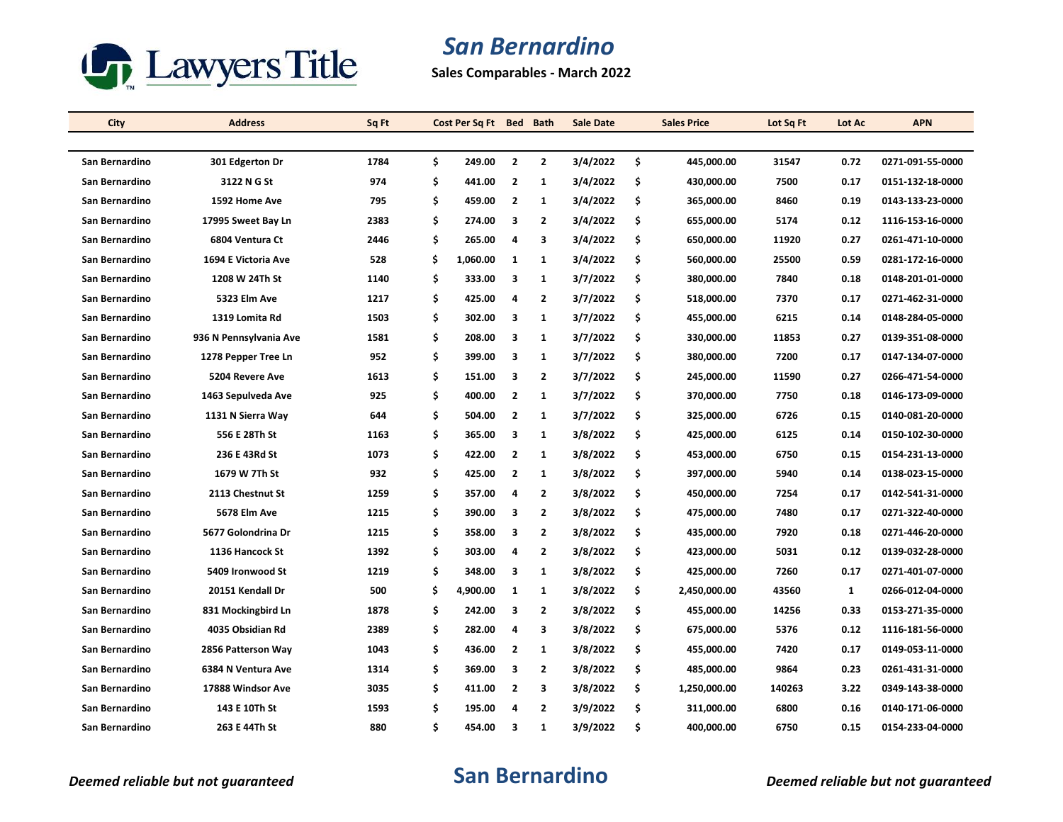# San Bernardino

**Sales Comparables - March 2022**

| City | Address | Sq Ft | Cost Per Sq Ft | Bed | Bath | Sale Date | Sales Price | Lot Sq Ft | Lot Ac | APN |
|---|---|---|---|---|---|---|---|---|---|---|
| San Bernardino | 301 Edgerton Dr | 1784 | $ 249.00 | 2 | 2 | 3/4/2022 | $ 445,000.00 | 31547 | 0.72 | 0271-091-55-0000 |
| San Bernardino | 3122 N G St | 974 | $ 441.00 | 2 | 1 | 3/4/2022 | $ 430,000.00 | 7500 | 0.17 | 0151-132-18-0000 |
| San Bernardino | 1592 Home Ave | 795 | $ 459.00 | 2 | 1 | 3/4/2022 | $ 365,000.00 | 8460 | 0.19 | 0143-133-23-0000 |
| San Bernardino | 17995 Sweet Bay Ln | 2383 | $ 274.00 | 3 | 2 | 3/4/2022 | $ 655,000.00 | 5174 | 0.12 | 1116-153-16-0000 |
| San Bernardino | 6804 Ventura Ct | 2446 | $ 265.00 | 4 | 3 | 3/4/2022 | $ 650,000.00 | 11920 | 0.27 | 0261-471-10-0000 |
| San Bernardino | 1694 E Victoria Ave | 528 | $ 1,060.00 | 1 | 1 | 3/4/2022 | $ 560,000.00 | 25500 | 0.59 | 0281-172-16-0000 |
| San Bernardino | 1208 W 24Th St | 1140 | $ 333.00 | 3 | 1 | 3/7/2022 | $ 380,000.00 | 7840 | 0.18 | 0148-201-01-0000 |
| San Bernardino | 5323 Elm Ave | 1217 | $ 425.00 | 4 | 2 | 3/7/2022 | $ 518,000.00 | 7370 | 0.17 | 0271-462-31-0000 |
| San Bernardino | 1319 Lomita Rd | 1503 | $ 302.00 | 3 | 1 | 3/7/2022 | $ 455,000.00 | 6215 | 0.14 | 0148-284-05-0000 |
| San Bernardino | 936 N Pennsylvania Ave | 1581 | $ 208.00 | 3 | 1 | 3/7/2022 | $ 330,000.00 | 11853 | 0.27 | 0139-351-08-0000 |
| San Bernardino | 1278 Pepper Tree Ln | 952 | $ 399.00 | 3 | 1 | 3/7/2022 | $ 380,000.00 | 7200 | 0.17 | 0147-134-07-0000 |
| San Bernardino | 5204 Revere Ave | 1613 | $ 151.00 | 3 | 2 | 3/7/2022 | $ 245,000.00 | 11590 | 0.27 | 0266-471-54-0000 |
| San Bernardino | 1463 Sepulveda Ave | 925 | $ 400.00 | 2 | 1 | 3/7/2022 | $ 370,000.00 | 7750 | 0.18 | 0146-173-09-0000 |
| San Bernardino | 1131 N Sierra Way | 644 | $ 504.00 | 2 | 1 | 3/7/2022 | $ 325,000.00 | 6726 | 0.15 | 0140-081-20-0000 |
| San Bernardino | 556 E 28Th St | 1163 | $ 365.00 | 3 | 1 | 3/8/2022 | $ 425,000.00 | 6125 | 0.14 | 0150-102-30-0000 |
| San Bernardino | 236 E 43Rd St | 1073 | $ 422.00 | 2 | 1 | 3/8/2022 | $ 453,000.00 | 6750 | 0.15 | 0154-231-13-0000 |
| San Bernardino | 1679 W 7Th St | 932 | $ 425.00 | 2 | 1 | 3/8/2022 | $ 397,000.00 | 5940 | 0.14 | 0138-023-15-0000 |
| San Bernardino | 2113 Chestnut St | 1259 | $ 357.00 | 4 | 2 | 3/8/2022 | $ 450,000.00 | 7254 | 0.17 | 0142-541-31-0000 |
| San Bernardino | 5678 Elm Ave | 1215 | $ 390.00 | 3 | 2 | 3/8/2022 | $ 475,000.00 | 7480 | 0.17 | 0271-322-40-0000 |
| San Bernardino | 5677 Golondrina Dr | 1215 | $ 358.00 | 3 | 2 | 3/8/2022 | $ 435,000.00 | 7920 | 0.18 | 0271-446-20-0000 |
| San Bernardino | 1136 Hancock St | 1392 | $ 303.00 | 4 | 2 | 3/8/2022 | $ 423,000.00 | 5031 | 0.12 | 0139-032-28-0000 |
| San Bernardino | 5409 Ironwood St | 1219 | $ 348.00 | 3 | 1 | 3/8/2022 | $ 425,000.00 | 7260 | 0.17 | 0271-401-07-0000 |
| San Bernardino | 20151 Kendall Dr | 500 | $ 4,900.00 | 1 | 1 | 3/8/2022 | $ 2,450,000.00 | 43560 | 1 | 0266-012-04-0000 |
| San Bernardino | 831 Mockingbird Ln | 1878 | $ 242.00 | 3 | 2 | 3/8/2022 | $ 455,000.00 | 14256 | 0.33 | 0153-271-35-0000 |
| San Bernardino | 4035 Obsidian Rd | 2389 | $ 282.00 | 4 | 3 | 3/8/2022 | $ 675,000.00 | 5376 | 0.12 | 1116-181-56-0000 |
| San Bernardino | 2856 Patterson Way | 1043 | $ 436.00 | 2 | 1 | 3/8/2022 | $ 455,000.00 | 7420 | 0.17 | 0149-053-11-0000 |
| San Bernardino | 6384 N Ventura Ave | 1314 | $ 369.00 | 3 | 2 | 3/8/2022 | $ 485,000.00 | 9864 | 0.23 | 0261-431-31-0000 |
| San Bernardino | 17888 Windsor Ave | 3035 | $ 411.00 | 2 | 3 | 3/8/2022 | $ 1,250,000.00 | 140263 | 3.22 | 0349-143-38-0000 |
| San Bernardino | 143 E 10Th St | 1593 | $ 195.00 | 4 | 2 | 3/9/2022 | $ 311,000.00 | 6800 | 0.16 | 0140-171-06-0000 |
| San Bernardino | 263 E 44Th St | 880 | $ 454.00 | 3 | 1 | 3/9/2022 | $ 400,000.00 | 6750 | 0.15 | 0154-233-04-0000 |

*Deemed reliable but not guaranteed*

**San Bernardino**

*Deemed reliable but not guaranteed*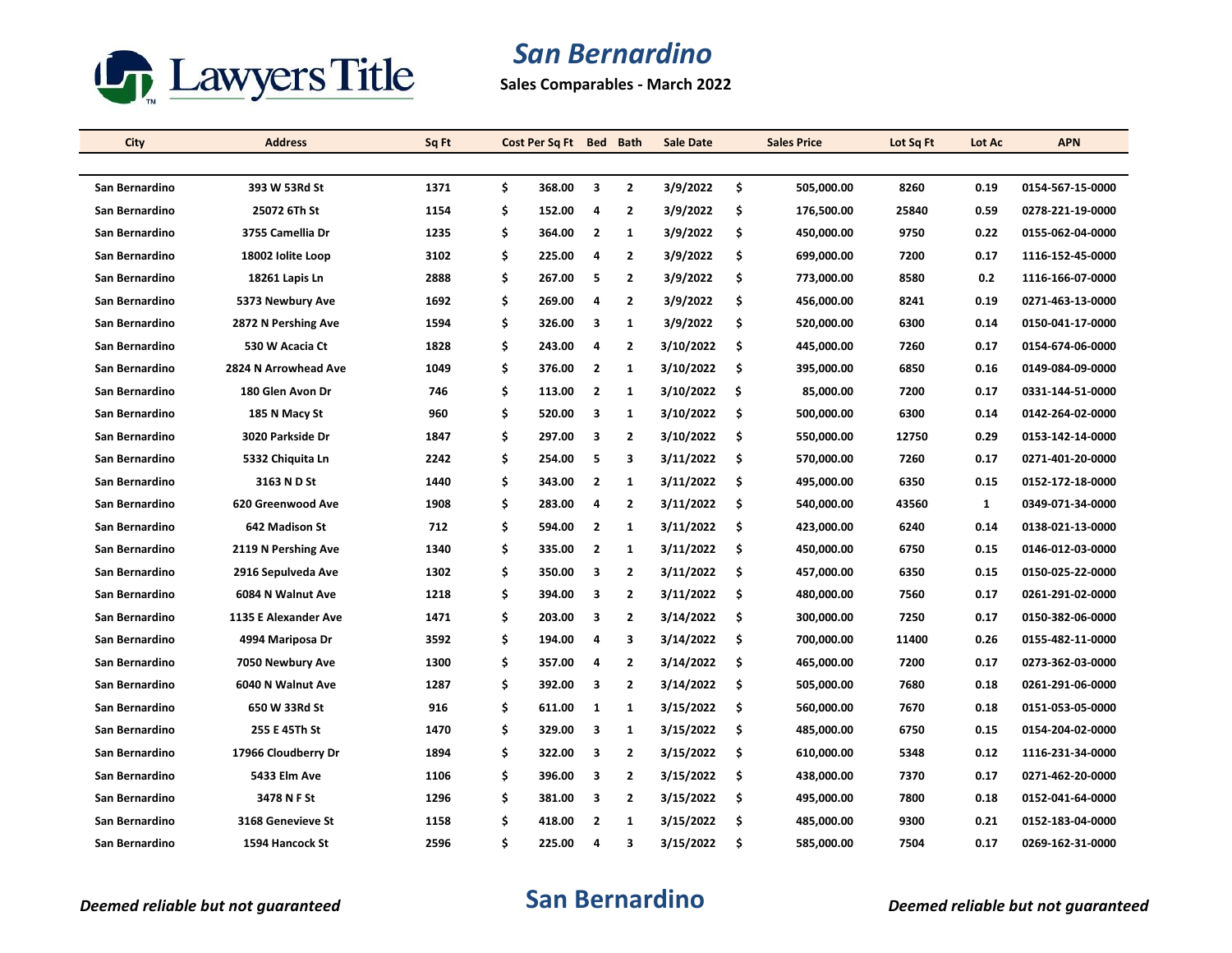# San Bernardino

**Sales Comparables - March 2022**

| City | Address | Sq Ft | Cost Per Sq Ft | Bed | Bath | Sale Date | Sales Price | Lot Sq Ft | Lot Ac | APN |
|---|---|---|---|---|---|---|---|---|---|---|
| San Bernardino | 393 W 53Rd St | 1371 | $ 368.00 | 3 | 2 | 3/9/2022 | $ 505,000.00 | 8260 | 0.19 | 0154-567-15-0000 |
| San Bernardino | 25072 6Th St | 1154 | $ 152.00 | 4 | 2 | 3/9/2022 | $ 176,500.00 | 25840 | 0.59 | 0278-221-19-0000 |
| San Bernardino | 3755 Camellia Dr | 1235 | $ 364.00 | 2 | 1 | 3/9/2022 | $ 450,000.00 | 9750 | 0.22 | 0155-062-04-0000 |
| San Bernardino | 18002 Iolite Loop | 3102 | $ 225.00 | 4 | 2 | 3/9/2022 | $ 699,000.00 | 7200 | 0.17 | 1116-152-45-0000 |
| San Bernardino | 18261 Lapis Ln | 2888 | $ 267.00 | 5 | 2 | 3/9/2022 | $ 773,000.00 | 8580 | 0.2 | 1116-166-07-0000 |
| San Bernardino | 5373 Newbury Ave | 1692 | $ 269.00 | 4 | 2 | 3/9/2022 | $ 456,000.00 | 8241 | 0.19 | 0271-463-13-0000 |
| San Bernardino | 2872 N Pershing Ave | 1594 | $ 326.00 | 3 | 1 | 3/9/2022 | $ 520,000.00 | 6300 | 0.14 | 0150-041-17-0000 |
| San Bernardino | 530 W Acacia Ct | 1828 | $ 243.00 | 4 | 2 | 3/10/2022 | $ 445,000.00 | 7260 | 0.17 | 0154-674-06-0000 |
| San Bernardino | 2824 N Arrowhead Ave | 1049 | $ 376.00 | 2 | 1 | 3/10/2022 | $ 395,000.00 | 6850 | 0.16 | 0149-084-09-0000 |
| San Bernardino | 180 Glen Avon Dr | 746 | $ 113.00 | 2 | 1 | 3/10/2022 | $ 85,000.00 | 7200 | 0.17 | 0331-144-51-0000 |
| San Bernardino | 185 N Macy St | 960 | $ 520.00 | 3 | 1 | 3/10/2022 | $ 500,000.00 | 6300 | 0.14 | 0142-264-02-0000 |
| San Bernardino | 3020 Parkside Dr | 1847 | $ 297.00 | 3 | 2 | 3/10/2022 | $ 550,000.00 | 12750 | 0.29 | 0153-142-14-0000 |
| San Bernardino | 5332 Chiquita Ln | 2242 | $ 254.00 | 5 | 3 | 3/11/2022 | $ 570,000.00 | 7260 | 0.17 | 0271-401-20-0000 |
| San Bernardino | 3163 N D St | 1440 | $ 343.00 | 2 | 1 | 3/11/2022 | $ 495,000.00 | 6350 | 0.15 | 0152-172-18-0000 |
| San Bernardino | 620 Greenwood Ave | 1908 | $ 283.00 | 4 | 2 | 3/11/2022 | $ 540,000.00 | 43560 | 1 | 0349-071-34-0000 |
| San Bernardino | 642 Madison St | 712 | $ 594.00 | 2 | 1 | 3/11/2022 | $ 423,000.00 | 6240 | 0.14 | 0138-021-13-0000 |
| San Bernardino | 2119 N Pershing Ave | 1340 | $ 335.00 | 2 | 1 | 3/11/2022 | $ 450,000.00 | 6750 | 0.15 | 0146-012-03-0000 |
| San Bernardino | 2916 Sepulveda Ave | 1302 | $ 350.00 | 3 | 2 | 3/11/2022 | $ 457,000.00 | 6350 | 0.15 | 0150-025-22-0000 |
| San Bernardino | 6084 N Walnut Ave | 1218 | $ 394.00 | 3 | 2 | 3/11/2022 | $ 480,000.00 | 7560 | 0.17 | 0261-291-02-0000 |
| San Bernardino | 1135 E Alexander Ave | 1471 | $ 203.00 | 3 | 2 | 3/14/2022 | $ 300,000.00 | 7250 | 0.17 | 0150-382-06-0000 |
| San Bernardino | 4994 Mariposa Dr | 3592 | $ 194.00 | 4 | 3 | 3/14/2022 | $ 700,000.00 | 11400 | 0.26 | 0155-482-11-0000 |
| San Bernardino | 7050 Newbury Ave | 1300 | $ 357.00 | 4 | 2 | 3/14/2022 | $ 465,000.00 | 7200 | 0.17 | 0273-362-03-0000 |
| San Bernardino | 6040 N Walnut Ave | 1287 | $ 392.00 | 3 | 2 | 3/14/2022 | $ 505,000.00 | 7680 | 0.18 | 0261-291-06-0000 |
| San Bernardino | 650 W 33Rd St | 916 | $ 611.00 | 1 | 1 | 3/15/2022 | $ 560,000.00 | 7670 | 0.18 | 0151-053-05-0000 |
| San Bernardino | 255 E 45Th St | 1470 | $ 329.00 | 3 | 1 | 3/15/2022 | $ 485,000.00 | 6750 | 0.15 | 0154-204-02-0000 |
| San Bernardino | 17966 Cloudberry Dr | 1894 | $ 322.00 | 3 | 2 | 3/15/2022 | $ 610,000.00 | 5348 | 0.12 | 1116-231-34-0000 |
| San Bernardino | 5433 Elm Ave | 1106 | $ 396.00 | 3 | 2 | 3/15/2022 | $ 438,000.00 | 7370 | 0.17 | 0271-462-20-0000 |
| San Bernardino | 3478 N F St | 1296 | $ 381.00 | 3 | 2 | 3/15/2022 | $ 495,000.00 | 7800 | 0.18 | 0152-041-64-0000 |
| San Bernardino | 3168 Genevieve St | 1158 | $ 418.00 | 2 | 1 | 3/15/2022 | $ 485,000.00 | 9300 | 0.21 | 0152-183-04-0000 |
| San Bernardino | 1594 Hancock St | 2596 | $ 225.00 | 4 | 3 | 3/15/2022 | $ 585,000.00 | 7504 | 0.17 | 0269-162-31-0000 |

*Deemed reliable but not guaranteed*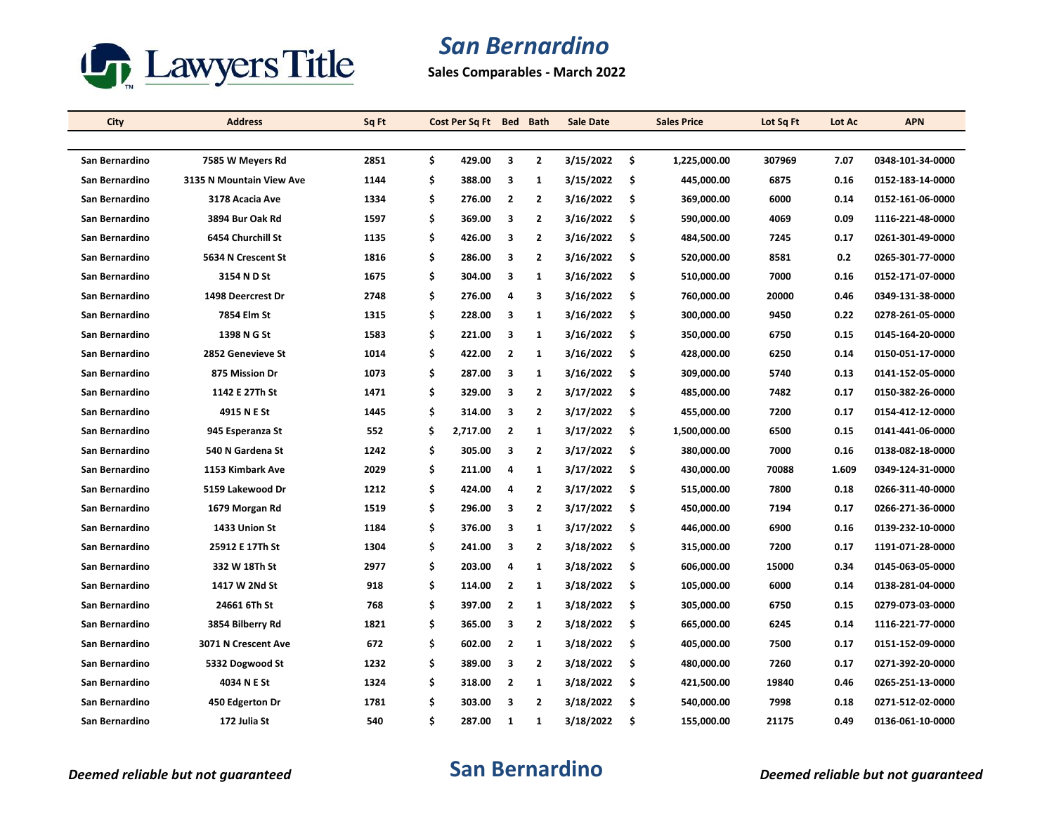# San Bernardino

**Sales Comparables - March 2022**

| City | Address | Sq Ft | Cost Per Sq Ft | Bed | Bath | Sale Date | Sales Price | Lot Sq Ft | Lot Ac | APN |
|---|---|---|---|---|---|---|---|---|---|---|
| San Bernardino | 7585 W Meyers Rd | 2851 | $ 429.00 | 3 | 2 | 3/15/2022 | $ 1,225,000.00 | 307969 | 7.07 | 0348-101-34-0000 |
| San Bernardino | 3135 N Mountain View Ave | 1144 | $ 388.00 | 3 | 1 | 3/15/2022 | $ 445,000.00 | 6875 | 0.16 | 0152-183-14-0000 |
| San Bernardino | 3178 Acacia Ave | 1334 | $ 276.00 | 2 | 2 | 3/16/2022 | $ 369,000.00 | 6000 | 0.14 | 0152-161-06-0000 |
| San Bernardino | 3894 Bur Oak Rd | 1597 | $ 369.00 | 3 | 2 | 3/16/2022 | $ 590,000.00 | 4069 | 0.09 | 1116-221-48-0000 |
| San Bernardino | 6454 Churchill St | 1135 | $ 426.00 | 3 | 2 | 3/16/2022 | $ 484,500.00 | 7245 | 0.17 | 0261-301-49-0000 |
| San Bernardino | 5634 N Crescent St | 1816 | $ 286.00 | 3 | 2 | 3/16/2022 | $ 520,000.00 | 8581 | 0.2 | 0265-301-77-0000 |
| San Bernardino | 3154 N D St | 1675 | $ 304.00 | 3 | 1 | 3/16/2022 | $ 510,000.00 | 7000 | 0.16 | 0152-171-07-0000 |
| San Bernardino | 1498 Deercrest Dr | 2748 | $ 276.00 | 4 | 3 | 3/16/2022 | $ 760,000.00 | 20000 | 0.46 | 0349-131-38-0000 |
| San Bernardino | 7854 Elm St | 1315 | $ 228.00 | 3 | 1 | 3/16/2022 | $ 300,000.00 | 9450 | 0.22 | 0278-261-05-0000 |
| San Bernardino | 1398 N G St | 1583 | $ 221.00 | 3 | 1 | 3/16/2022 | $ 350,000.00 | 6750 | 0.15 | 0145-164-20-0000 |
| San Bernardino | 2852 Genevieve St | 1014 | $ 422.00 | 2 | 1 | 3/16/2022 | $ 428,000.00 | 6250 | 0.14 | 0150-051-17-0000 |
| San Bernardino | 875 Mission Dr | 1073 | $ 287.00 | 3 | 1 | 3/16/2022 | $ 309,000.00 | 5740 | 0.13 | 0141-152-05-0000 |
| San Bernardino | 1142 E 27Th St | 1471 | $ 329.00 | 3 | 2 | 3/17/2022 | $ 485,000.00 | 7482 | 0.17 | 0150-382-26-0000 |
| San Bernardino | 4915 N E St | 1445 | $ 314.00 | 3 | 2 | 3/17/2022 | $ 455,000.00 | 7200 | 0.17 | 0154-412-12-0000 |
| San Bernardino | 945 Esperanza St | 552 | $ 2,717.00 | 2 | 1 | 3/17/2022 | $ 1,500,000.00 | 6500 | 0.15 | 0141-441-06-0000 |
| San Bernardino | 540 N Gardena St | 1242 | $ 305.00 | 3 | 2 | 3/17/2022 | $ 380,000.00 | 7000 | 0.16 | 0138-082-18-0000 |
| San Bernardino | 1153 Kimbark Ave | 2029 | $ 211.00 | 4 | 1 | 3/17/2022 | $ 430,000.00 | 70088 | 1.609 | 0349-124-31-0000 |
| San Bernardino | 5159 Lakewood Dr | 1212 | $ 424.00 | 4 | 2 | 3/17/2022 | $ 515,000.00 | 7800 | 0.18 | 0266-311-40-0000 |
| San Bernardino | 1679 Morgan Rd | 1519 | $ 296.00 | 3 | 2 | 3/17/2022 | $ 450,000.00 | 7194 | 0.17 | 0266-271-36-0000 |
| San Bernardino | 1433 Union St | 1184 | $ 376.00 | 3 | 1 | 3/17/2022 | $ 446,000.00 | 6900 | 0.16 | 0139-232-10-0000 |
| San Bernardino | 25912 E 17Th St | 1304 | $ 241.00 | 3 | 2 | 3/18/2022 | $ 315,000.00 | 7200 | 0.17 | 1191-071-28-0000 |
| San Bernardino | 332 W 18Th St | 2977 | $ 203.00 | 4 | 1 | 3/18/2022 | $ 606,000.00 | 15000 | 0.34 | 0145-063-05-0000 |
| San Bernardino | 1417 W 2Nd St | 918 | $ 114.00 | 2 | 1 | 3/18/2022 | $ 105,000.00 | 6000 | 0.14 | 0138-281-04-0000 |
| San Bernardino | 24661 6Th St | 768 | $ 397.00 | 2 | 1 | 3/18/2022 | $ 305,000.00 | 6750 | 0.15 | 0279-073-03-0000 |
| San Bernardino | 3854 Bilberry Rd | 1821 | $ 365.00 | 3 | 2 | 3/18/2022 | $ 665,000.00 | 6245 | 0.14 | 1116-221-77-0000 |
| San Bernardino | 3071 N Crescent Ave | 672 | $ 602.00 | 2 | 1 | 3/18/2022 | $ 405,000.00 | 7500 | 0.17 | 0151-152-09-0000 |
| San Bernardino | 5332 Dogwood St | 1232 | $ 389.00 | 3 | 2 | 3/18/2022 | $ 480,000.00 | 7260 | 0.17 | 0271-392-20-0000 |
| San Bernardino | 4034 N E St | 1324 | $ 318.00 | 2 | 1 | 3/18/2022 | $ 421,500.00 | 19840 | 0.46 | 0265-251-13-0000 |
| San Bernardino | 450 Edgerton Dr | 1781 | $ 303.00 | 3 | 2 | 3/18/2022 | $ 540,000.00 | 7998 | 0.18 | 0271-512-02-0000 |
| San Bernardino | 172 Julia St | 540 | $ 287.00 | 1 | 1 | 3/18/2022 | $ 155,000.00 | 21175 | 0.49 | 0136-061-10-0000 |

*Deemed reliable but not guaranteed*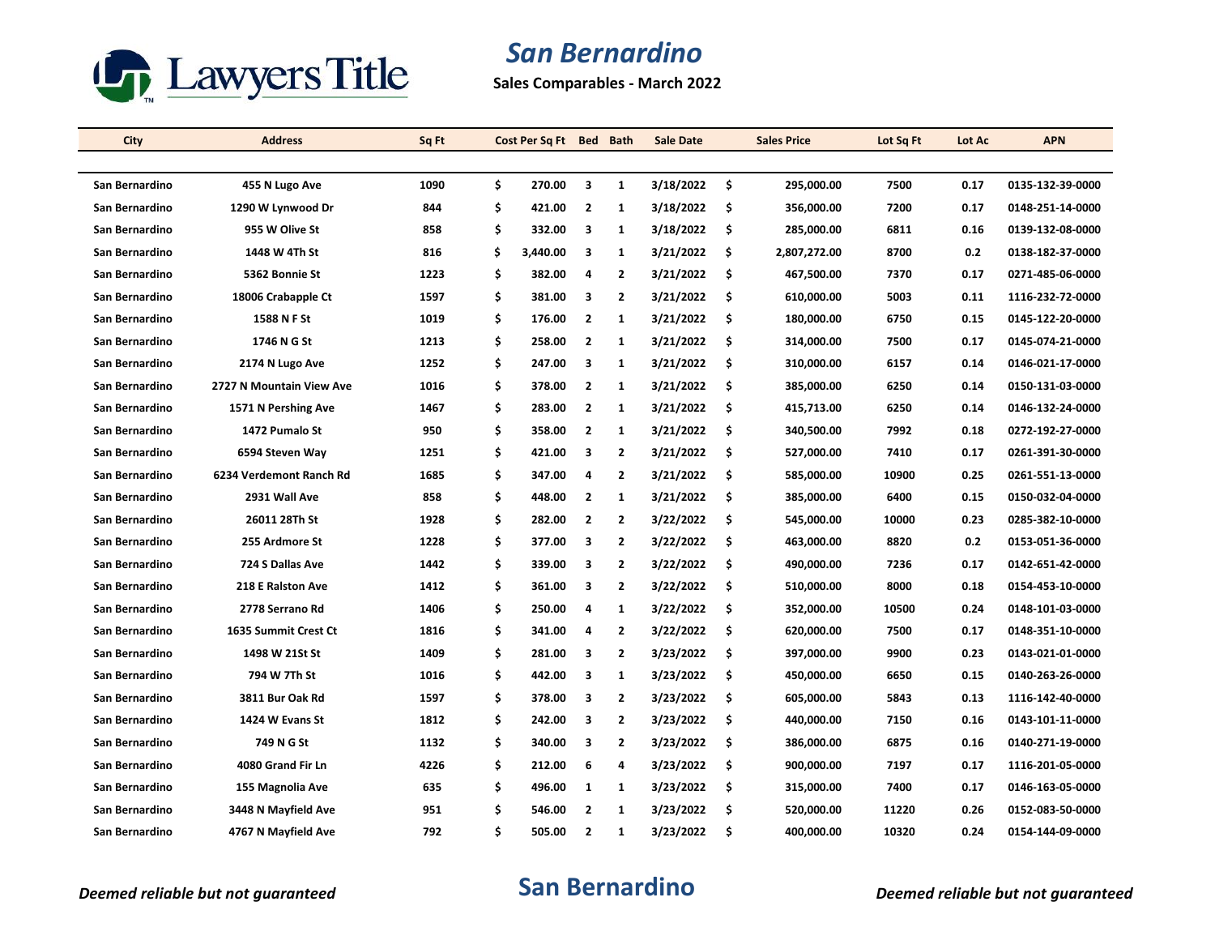# San Bernardino

**Sales Comparables - March 2022**

| City | Address | Sq Ft | Cost Per Sq Ft | Bed | Bath | Sale Date | Sales Price | Lot Sq Ft | Lot Ac | APN |
|---|---|---|---|---|---|---|---|---|---|---|
| San Bernardino | 455 N Lugo Ave | 1090 | $ 270.00 | 3 | 1 | 3/18/2022 | $ 295,000.00 | 7500 | 0.17 | 0135-132-39-0000 |
| San Bernardino | 1290 W Lynwood Dr | 844 | $ 421.00 | 2 | 1 | 3/18/2022 | $ 356,000.00 | 7200 | 0.17 | 0148-251-14-0000 |
| San Bernardino | 955 W Olive St | 858 | $ 332.00 | 3 | 1 | 3/18/2022 | $ 285,000.00 | 6811 | 0.16 | 0139-132-08-0000 |
| San Bernardino | 1448 W 4Th St | 816 | $ 3,440.00 | 3 | 1 | 3/21/2022 | $ 2,807,272.00 | 8700 | 0.2 | 0138-182-37-0000 |
| San Bernardino | 5362 Bonnie St | 1223 | $ 382.00 | 4 | 2 | 3/21/2022 | $ 467,500.00 | 7370 | 0.17 | 0271-485-06-0000 |
| San Bernardino | 18006 Crabapple Ct | 1597 | $ 381.00 | 3 | 2 | 3/21/2022 | $ 610,000.00 | 5003 | 0.11 | 1116-232-72-0000 |
| San Bernardino | 1588 N F St | 1019 | $ 176.00 | 2 | 1 | 3/21/2022 | $ 180,000.00 | 6750 | 0.15 | 0145-122-20-0000 |
| San Bernardino | 1746 N G St | 1213 | $ 258.00 | 2 | 1 | 3/21/2022 | $ 314,000.00 | 7500 | 0.17 | 0145-074-21-0000 |
| San Bernardino | 2174 N Lugo Ave | 1252 | $ 247.00 | 3 | 1 | 3/21/2022 | $ 310,000.00 | 6157 | 0.14 | 0146-021-17-0000 |
| San Bernardino | 2727 N Mountain View Ave | 1016 | $ 378.00 | 2 | 1 | 3/21/2022 | $ 385,000.00 | 6250 | 0.14 | 0150-131-03-0000 |
| San Bernardino | 1571 N Pershing Ave | 1467 | $ 283.00 | 2 | 1 | 3/21/2022 | $ 415,713.00 | 6250 | 0.14 | 0146-132-24-0000 |
| San Bernardino | 1472 Pumalo St | 950 | $ 358.00 | 2 | 1 | 3/21/2022 | $ 340,500.00 | 7992 | 0.18 | 0272-192-27-0000 |
| San Bernardino | 6594 Steven Way | 1251 | $ 421.00 | 3 | 2 | 3/21/2022 | $ 527,000.00 | 7410 | 0.17 | 0261-391-30-0000 |
| San Bernardino | 6234 Verdemont Ranch Rd | 1685 | $ 347.00 | 4 | 2 | 3/21/2022 | $ 585,000.00 | 10900 | 0.25 | 0261-551-13-0000 |
| San Bernardino | 2931 Wall Ave | 858 | $ 448.00 | 2 | 1 | 3/21/2022 | $ 385,000.00 | 6400 | 0.15 | 0150-032-04-0000 |
| San Bernardino | 26011 28Th St | 1928 | $ 282.00 | 2 | 2 | 3/22/2022 | $ 545,000.00 | 10000 | 0.23 | 0285-382-10-0000 |
| San Bernardino | 255 Ardmore St | 1228 | $ 377.00 | 3 | 2 | 3/22/2022 | $ 463,000.00 | 8820 | 0.2 | 0153-051-36-0000 |
| San Bernardino | 724 S Dallas Ave | 1442 | $ 339.00 | 3 | 2 | 3/22/2022 | $ 490,000.00 | 7236 | 0.17 | 0142-651-42-0000 |
| San Bernardino | 218 E Ralston Ave | 1412 | $ 361.00 | 3 | 2 | 3/22/2022 | $ 510,000.00 | 8000 | 0.18 | 0154-453-10-0000 |
| San Bernardino | 2778 Serrano Rd | 1406 | $ 250.00 | 4 | 1 | 3/22/2022 | $ 352,000.00 | 10500 | 0.24 | 0148-101-03-0000 |
| San Bernardino | 1635 Summit Crest Ct | 1816 | $ 341.00 | 4 | 2 | 3/22/2022 | $ 620,000.00 | 7500 | 0.17 | 0148-351-10-0000 |
| San Bernardino | 1498 W 21St St | 1409 | $ 281.00 | 3 | 2 | 3/23/2022 | $ 397,000.00 | 9900 | 0.23 | 0143-021-01-0000 |
| San Bernardino | 794 W 7Th St | 1016 | $ 442.00 | 3 | 1 | 3/23/2022 | $ 450,000.00 | 6650 | 0.15 | 0140-263-26-0000 |
| San Bernardino | 3811 Bur Oak Rd | 1597 | $ 378.00 | 3 | 2 | 3/23/2022 | $ 605,000.00 | 5843 | 0.13 | 1116-142-40-0000 |
| San Bernardino | 1424 W Evans St | 1812 | $ 242.00 | 3 | 2 | 3/23/2022 | $ 440,000.00 | 7150 | 0.16 | 0143-101-11-0000 |
| San Bernardino | 749 N G St | 1132 | $ 340.00 | 3 | 2 | 3/23/2022 | $ 386,000.00 | 6875 | 0.16 | 0140-271-19-0000 |
| San Bernardino | 4080 Grand Fir Ln | 4226 | $ 212.00 | 6 | 4 | 3/23/2022 | $ 900,000.00 | 7197 | 0.17 | 1116-201-05-0000 |
| San Bernardino | 155 Magnolia Ave | 635 | $ 496.00 | 1 | 1 | 3/23/2022 | $ 315,000.00 | 7400 | 0.17 | 0146-163-05-0000 |
| San Bernardino | 3448 N Mayfield Ave | 951 | $ 546.00 | 2 | 1 | 3/23/2022 | $ 520,000.00 | 11220 | 0.26 | 0152-083-50-0000 |
| San Bernardino | 4767 N Mayfield Ave | 792 | $ 505.00 | 2 | 1 | 3/23/2022 | $ 400,000.00 | 10320 | 0.24 | 0154-144-09-0000 |

*Deemed reliable but not guaranteed*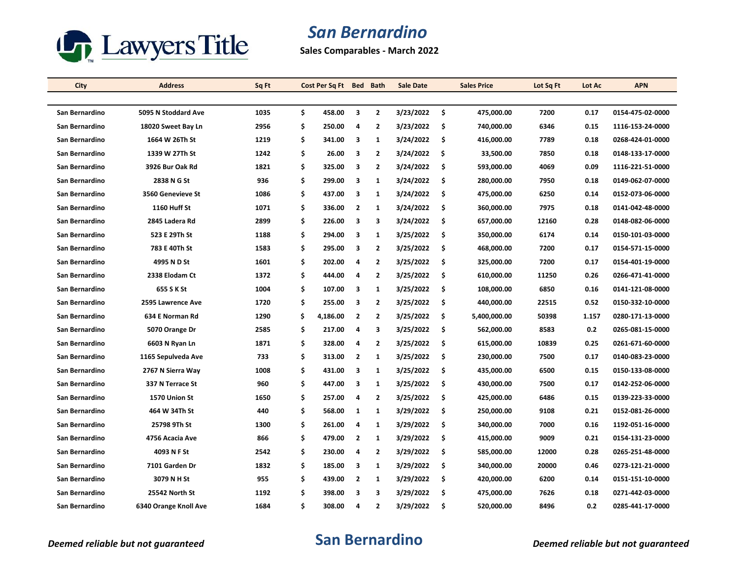# San Bernardino

**Sales Comparables - March 2022**

| City | Address | Sq Ft | Cost Per Sq Ft | Bed | Bath | Sale Date | Sales Price | Lot Sq Ft | Lot Ac | APN |
|---|---|---|---|---|---|---|---|---|---|---|
| San Bernardino | 5095 N Stoddard Ave | 1035 | $ 458.00 | 3 | 2 | 3/23/2022 | $ 475,000.00 | 7200 | 0.17 | 0154-475-02-0000 |
| San Bernardino | 18020 Sweet Bay Ln | 2956 | $ 250.00 | 4 | 2 | 3/23/2022 | $ 740,000.00 | 6346 | 0.15 | 1116-153-24-0000 |
| San Bernardino | 1664 W 26Th St | 1219 | $ 341.00 | 3 | 1 | 3/24/2022 | $ 416,000.00 | 7789 | 0.18 | 0268-424-01-0000 |
| San Bernardino | 1339 W 27Th St | 1242 | $ 26.00 | 3 | 2 | 3/24/2022 | $ 33,500.00 | 7850 | 0.18 | 0148-133-17-0000 |
| San Bernardino | 3926 Bur Oak Rd | 1821 | $ 325.00 | 3 | 2 | 3/24/2022 | $ 593,000.00 | 4069 | 0.09 | 1116-221-51-0000 |
| San Bernardino | 2838 N G St | 936 | $ 299.00 | 3 | 1 | 3/24/2022 | $ 280,000.00 | 7950 | 0.18 | 0149-062-07-0000 |
| San Bernardino | 3560 Genevieve St | 1086 | $ 437.00 | 3 | 1 | 3/24/2022 | $ 475,000.00 | 6250 | 0.14 | 0152-073-06-0000 |
| San Bernardino | 1160 Huff St | 1071 | $ 336.00 | 2 | 1 | 3/24/2022 | $ 360,000.00 | 7975 | 0.18 | 0141-042-48-0000 |
| San Bernardino | 2845 Ladera Rd | 2899 | $ 226.00 | 3 | 3 | 3/24/2022 | $ 657,000.00 | 12160 | 0.28 | 0148-082-06-0000 |
| San Bernardino | 523 E 29Th St | 1188 | $ 294.00 | 3 | 1 | 3/25/2022 | $ 350,000.00 | 6174 | 0.14 | 0150-101-03-0000 |
| San Bernardino | 783 E 40Th St | 1583 | $ 295.00 | 3 | 2 | 3/25/2022 | $ 468,000.00 | 7200 | 0.17 | 0154-571-15-0000 |
| San Bernardino | 4995 N D St | 1601 | $ 202.00 | 4 | 2 | 3/25/2022 | $ 325,000.00 | 7200 | 0.17 | 0154-401-19-0000 |
| San Bernardino | 2338 Elodam Ct | 1372 | $ 444.00 | 4 | 2 | 3/25/2022 | $ 610,000.00 | 11250 | 0.26 | 0266-471-41-0000 |
| San Bernardino | 655 S K St | 1004 | $ 107.00 | 3 | 1 | 3/25/2022 | $ 108,000.00 | 6850 | 0.16 | 0141-121-08-0000 |
| San Bernardino | 2595 Lawrence Ave | 1720 | $ 255.00 | 3 | 2 | 3/25/2022 | $ 440,000.00 | 22515 | 0.52 | 0150-332-10-0000 |
| San Bernardino | 634 E Norman Rd | 1290 | $ 4,186.00 | 2 | 2 | 3/25/2022 | $ 5,400,000.00 | 50398 | 1.157 | 0280-171-13-0000 |
| San Bernardino | 5070 Orange Dr | 2585 | $ 217.00 | 4 | 3 | 3/25/2022 | $ 562,000.00 | 8583 | 0.2 | 0265-081-15-0000 |
| San Bernardino | 6603 N Ryan Ln | 1871 | $ 328.00 | 4 | 2 | 3/25/2022 | $ 615,000.00 | 10839 | 0.25 | 0261-671-60-0000 |
| San Bernardino | 1165 Sepulveda Ave | 733 | $ 313.00 | 2 | 1 | 3/25/2022 | $ 230,000.00 | 7500 | 0.17 | 0140-083-23-0000 |
| San Bernardino | 2767 N Sierra Way | 1008 | $ 431.00 | 3 | 1 | 3/25/2022 | $ 435,000.00 | 6500 | 0.15 | 0150-133-08-0000 |
| San Bernardino | 337 N Terrace St | 960 | $ 447.00 | 3 | 1 | 3/25/2022 | $ 430,000.00 | 7500 | 0.17 | 0142-252-06-0000 |
| San Bernardino | 1570 Union St | 1650 | $ 257.00 | 4 | 2 | 3/25/2022 | $ 425,000.00 | 6486 | 0.15 | 0139-223-33-0000 |
| San Bernardino | 464 W 34Th St | 440 | $ 568.00 | 1 | 1 | 3/29/2022 | $ 250,000.00 | 9108 | 0.21 | 0152-081-26-0000 |
| San Bernardino | 25798 9Th St | 1300 | $ 261.00 | 4 | 1 | 3/29/2022 | $ 340,000.00 | 7000 | 0.16 | 1192-051-16-0000 |
| San Bernardino | 4756 Acacia Ave | 866 | $ 479.00 | 2 | 1 | 3/29/2022 | $ 415,000.00 | 9009 | 0.21 | 0154-131-23-0000 |
| San Bernardino | 4093 N F St | 2542 | $ 230.00 | 4 | 2 | 3/29/2022 | $ 585,000.00 | 12000 | 0.28 | 0265-251-48-0000 |
| San Bernardino | 7101 Garden Dr | 1832 | $ 185.00 | 3 | 1 | 3/29/2022 | $ 340,000.00 | 20000 | 0.46 | 0273-121-21-0000 |
| San Bernardino | 3079 N H St | 955 | $ 439.00 | 2 | 1 | 3/29/2022 | $ 420,000.00 | 6200 | 0.14 | 0151-151-10-0000 |
| San Bernardino | 25542 North St | 1192 | $ 398.00 | 3 | 3 | 3/29/2022 | $ 475,000.00 | 7626 | 0.18 | 0271-442-03-0000 |
| San Bernardino | 6340 Orange Knoll Ave | 1684 | $ 308.00 | 4 | 2 | 3/29/2022 | $ 520,000.00 | 8496 | 0.2 | 0285-441-17-0000 |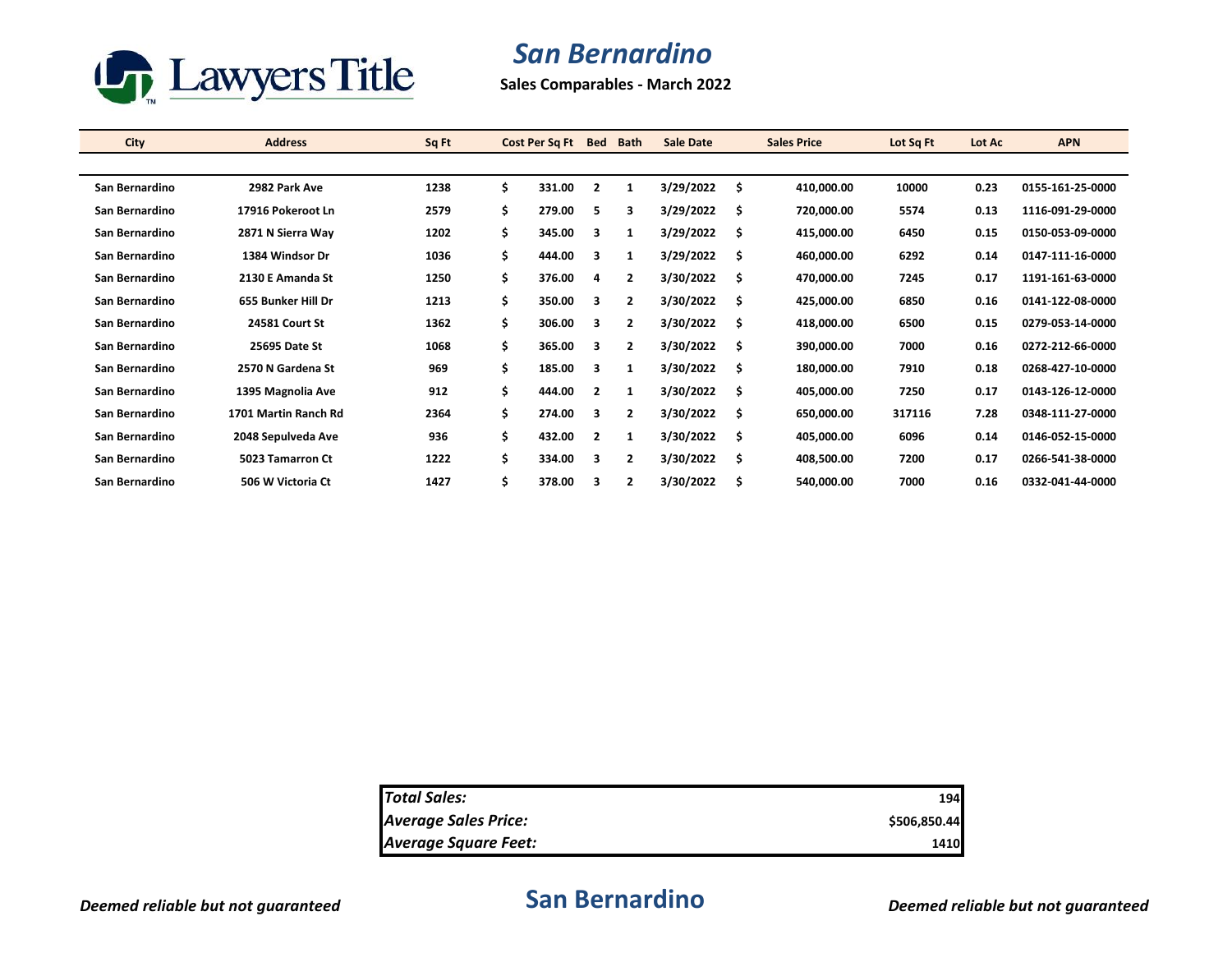# San Bernardino

**Sales Comparables - March 2022**

| City | Address | Sq Ft | Cost Per Sq Ft | Bed | Bath | Sale Date | Sales Price | Lot Sq Ft | Lot Ac | APN |
|---|---|---|---|---|---|---|---|---|---|---|
| San Bernardino | 2982 Park Ave | 1238 | $ 331.00 | 2 | 1 | 3/29/2022 | $ 410,000.00 | 10000 | 0.23 | 0155-161-25-0000 |
| San Bernardino | 17916 Pokeroot Ln | 2579 | $ 279.00 | 5 | 3 | 3/29/2022 | $ 720,000.00 | 5574 | 0.13 | 1116-091-29-0000 |
| San Bernardino | 2871 N Sierra Way | 1202 | $ 345.00 | 3 | 1 | 3/29/2022 | $ 415,000.00 | 6450 | 0.15 | 0150-053-09-0000 |
| San Bernardino | 1384 Windsor Dr | 1036 | $ 444.00 | 3 | 1 | 3/29/2022 | $ 460,000.00 | 6292 | 0.14 | 0147-111-16-0000 |
| San Bernardino | 2130 E Amanda St | 1250 | $ 376.00 | 4 | 2 | 3/30/2022 | $ 470,000.00 | 7245 | 0.17 | 1191-161-63-0000 |
| San Bernardino | 655 Bunker Hill Dr | 1213 | $ 350.00 | 3 | 2 | 3/30/2022 | $ 425,000.00 | 6850 | 0.16 | 0141-122-08-0000 |
| San Bernardino | 24581 Court St | 1362 | $ 306.00 | 3 | 2 | 3/30/2022 | $ 418,000.00 | 6500 | 0.15 | 0279-053-14-0000 |
| San Bernardino | 25695 Date St | 1068 | $ 365.00 | 3 | 2 | 3/30/2022 | $ 390,000.00 | 7000 | 0.16 | 0272-212-66-0000 |
| San Bernardino | 2570 N Gardena St | 969 | $ 185.00 | 3 | 1 | 3/30/2022 | $ 180,000.00 | 7910 | 0.18 | 0268-427-10-0000 |
| San Bernardino | 1395 Magnolia Ave | 912 | $ 444.00 | 2 | 1 | 3/30/2022 | $ 405,000.00 | 7250 | 0.17 | 0143-126-12-0000 |
| San Bernardino | 1701 Martin Ranch Rd | 2364 | $ 274.00 | 3 | 2 | 3/30/2022 | $ 650,000.00 | 317116 | 7.28 | 0348-111-27-0000 |
| San Bernardino | 2048 Sepulveda Ave | 936 | $ 432.00 | 2 | 1 | 3/30/2022 | $ 405,000.00 | 6096 | 0.14 | 0146-052-15-0000 |
| San Bernardino | 5023 Tamarron Ct | 1222 | $ 334.00 | 3 | 2 | 3/30/2022 | $ 408,500.00 | 7200 | 0.17 | 0266-541-38-0000 |
| San Bernardino | 506 W Victoria Ct | 1427 | $ 378.00 | 3 | 2 | 3/30/2022 | $ 540,000.00 | 7000 | 0.16 | 0332-041-44-0000 |

| | |
|---|---|
| *Total Sales:* | 194 |
| *Average Sales Price:* | $506,850.44 |
| *Average Square Feet:* | 1410 |

*Deemed reliable but not guaranteed*

**San Bernardino**

*Deemed reliable but not guaranteed*